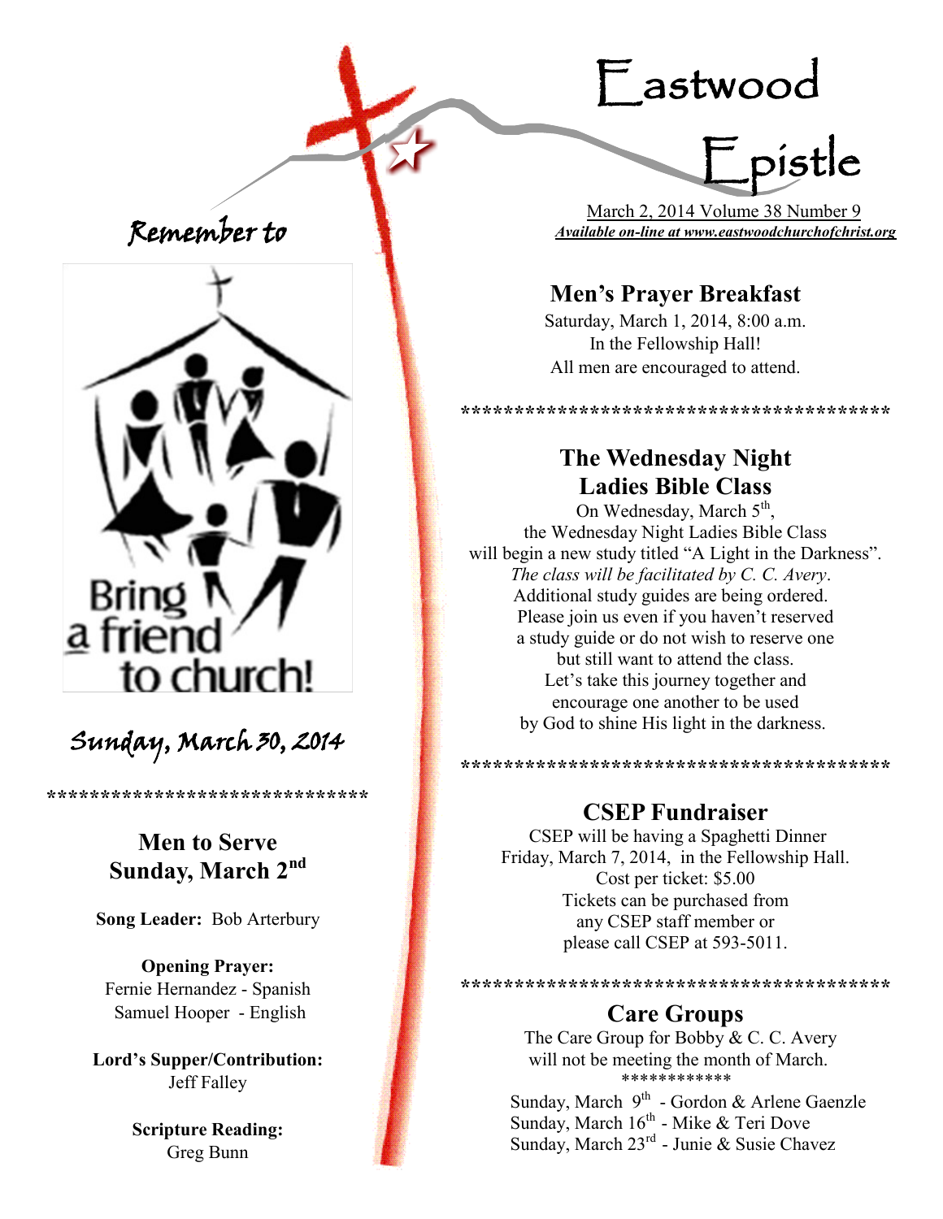# Eastwood Epistle

March 2, 2014 Volume 38 Number 9

***Available on-line at www.eastwoodchurchofchrist.org***

Remember to

Bring a friend to church!

Sunday, March 30, 2014

******************************

## Men to Serve Sunday, March 2nd

**Song Leader:** Bob Arterbury

**Opening Prayer:**
Fernie Hernandez - Spanish
Samuel Hooper - English

**Lord's Supper/Contribution:**
Jeff Falley

**Scripture Reading:**
Greg Bunn

## Men's Prayer Breakfast

Saturday, March 1, 2014, 8:00 a.m.
In the Fellowship Hall!
All men are encouraged to attend.

****************************************

## The Wednesday Night Ladies Bible Class

On Wednesday, March 5th,
the Wednesday Night Ladies Bible Class
will begin a new study titled "A Light in the Darkness".
*The class will be facilitated by C. C. Avery*.
Additional study guides are being ordered.
Please join us even if you haven't reserved
a study guide or do not wish to reserve one
but still want to attend the class.
Let's take this journey together and
encourage one another to be used
by God to shine His light in the darkness.

****************************************

## CSEP Fundraiser

CSEP will be having a Spaghetti Dinner
Friday, March 7, 2014, in the Fellowship Hall.
Cost per ticket: $5.00
Tickets can be purchased from
any CSEP staff member or
please call CSEP at 593-5011.

****************************************

## Care Groups

The Care Group for Bobby & C. C. Avery
will not be meeting the month of March.

************

Sunday, March 9th - Gordon & Arlene Gaenzle
Sunday, March 16th - Mike & Teri Dove
Sunday, March 23rd - Junie & Susie Chavez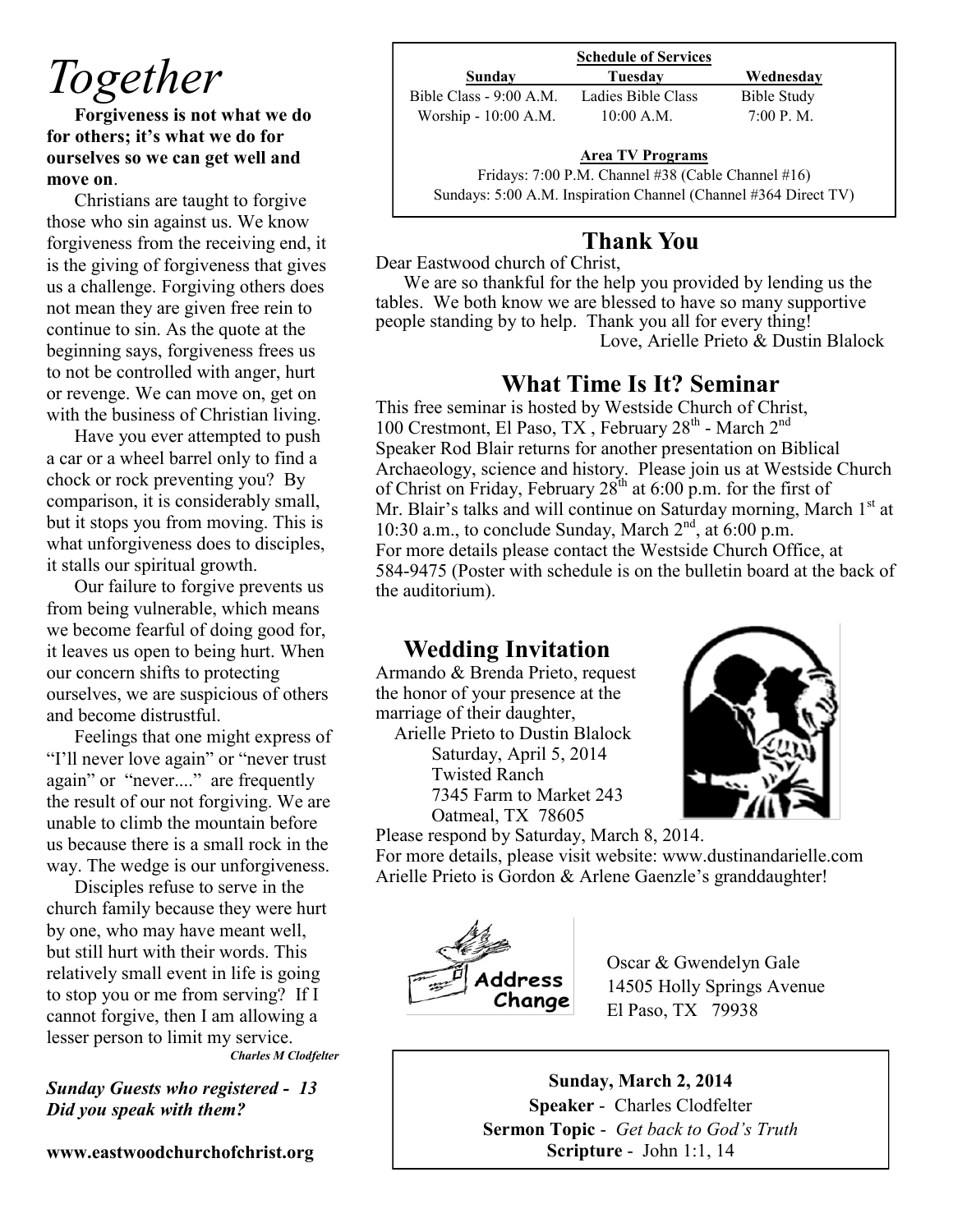# Together

**Forgiveness is not what we do for others; it's what we do for ourselves so we can get well and move on**.

Christians are taught to forgive those who sin against us. We know forgiveness from the receiving end, it is the giving of forgiveness that gives us a challenge. Forgiving others does not mean they are given free rein to continue to sin. As the quote at the beginning says, forgiveness frees us to not be controlled with anger, hurt or revenge. We can move on, get on with the business of Christian living.

Have you ever attempted to push a car or a wheel barrel only to find a chock or rock preventing you? By comparison, it is considerably small, but it stops you from moving. This is what unforgiveness does to disciples, it stalls our spiritual growth.

Our failure to forgive prevents us from being vulnerable, which means we become fearful of doing good for, it leaves us open to being hurt. When our concern shifts to protecting ourselves, we are suspicious of others and become distrustful.

Feelings that one might express of "I'll never love again" or "never trust again" or "never...." are frequently the result of our not forgiving. We are unable to climb the mountain before us because there is a small rock in the way. The wedge is our unforgiveness.

Disciples refuse to serve in the church family because they were hurt by one, who may have meant well, but still hurt with their words. This relatively small event in life is going to stop you or me from serving? If I cannot forgive, then I am allowing a lesser person to limit my service.

***Charles M Clodfelter***

***Sunday Guests who registered - 13***
***Did you speak with them?***

**www.eastwoodchurchofchrist.org**

**Schedule of Services**

| Sunday | Tuesday | Wednesday |
|---|---|---|
| Bible Class - 9:00 A.M. | Ladies Bible Class | Bible Study |
| Worship - 10:00 A.M. | 10:00 A.M. | 7:00 P. M. |

**Area TV Programs**

Fridays: 7:00 P.M. Channel #38 (Cable Channel #16)
Sundays: 5:00 A.M. Inspiration Channel (Channel #364 Direct TV)

## Thank You

Dear Eastwood church of Christ,

We are so thankful for the help you provided by lending us the tables. We both know we are blessed to have so many supportive people standing by to help. Thank you all for every thing!

Love, Arielle Prieto & Dustin Blalock

## What Time Is It? Seminar

This free seminar is hosted by Westside Church of Christ, 100 Crestmont, El Paso, TX , February 28th - March 2nd Speaker Rod Blair returns for another presentation on Biblical Archaeology, science and history. Please join us at Westside Church of Christ on Friday, February 28th at 6:00 p.m. for the first of Mr. Blair's talks and will continue on Saturday morning, March 1st at 10:30 a.m., to conclude Sunday, March 2nd, at 6:00 p.m. For more details please contact the Westside Church Office, at 584-9475 (Poster with schedule is on the bulletin board at the back of the auditorium).

## Wedding Invitation

Armando & Brenda Prieto, request the honor of your presence at the marriage of their daughter,

Arielle Prieto to Dustin Blalock
Saturday, April 5, 2014
Twisted Ranch
7345 Farm to Market 243
Oatmeal, TX 78605

Please respond by Saturday, March 8, 2014.
For more details, please visit website: www.dustinandarielle.com
Arielle Prieto is Gordon & Arlene Gaenzle's granddaughter!

**Address Change**

Oscar & Gwendelyn Gale
14505 Holly Springs Avenue
El Paso, TX 79938

**Sunday, March 2, 2014**
**Speaker** - Charles Clodfelter
**Sermon Topic** - *Get back to God's Truth*
**Scripture** - John 1:1, 14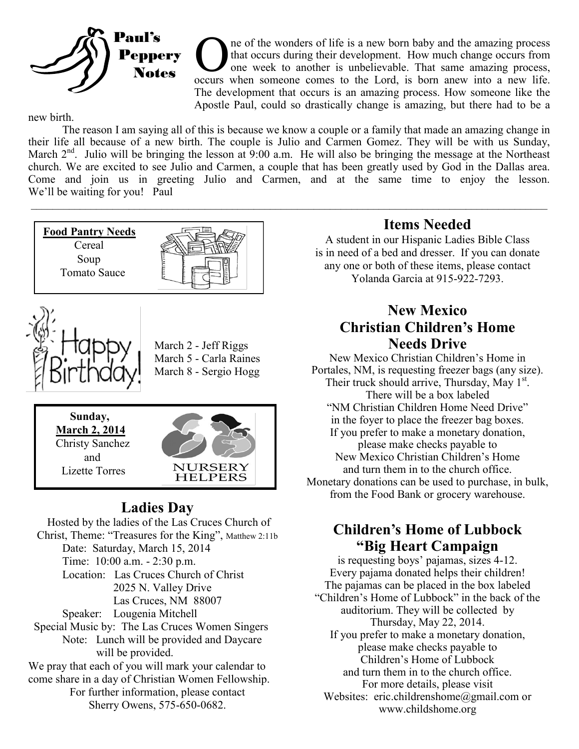## Paul's Peppery Notes

One of the wonders of life is a new born baby and the amazing process that occurs during their development. How much change occurs from one week to another is unbelievable. That same amazing process, occurs when someone comes to the Lord, is born anew into a new life. The development that occurs is an amazing process. How someone like the Apostle Paul, could so drastically change is amazing, but there had to be a new birth.

The reason I am saying all of this is because we know a couple or a family that made an amazing change in their life all because of a new birth. The couple is Julio and Carmen Gomez. They will be with us Sunday, March 2nd. Julio will be bringing the lesson at 9:00 a.m. He will also be bringing the message at the Northeast church. We are excited to see Julio and Carmen, a couple that has been greatly used by God in the Dallas area. Come and join us in greeting Julio and Carmen, and at the same time to enjoy the lesson. We'll be waiting for you! Paul

---

**Food Pantry Needs**

Cereal
Soup
Tomato Sauce

**Happy Birthday!**

March 2 - Jeff Riggs
March 5 - Carla Raines
March 8 - Sergio Hogg

**Sunday, March 2, 2014**
Christy Sanchez
and
Lizette Torres

**NURSERY HELPERS**

## Ladies Day

Hosted by the ladies of the Las Cruces Church of Christ, Theme: "Treasures for the King", Matthew 2:11b

Date: Saturday, March 15, 2014
Time: 10:00 a.m. - 2:30 p.m.
Location: Las Cruces Church of Christ
2025 N. Valley Drive
Las Cruces, NM 88007
Speaker: Lougenia Mitchell
Special Music by: The Las Cruces Women Singers
Note: Lunch will be provided and Daycare will be provided.

We pray that each of you will mark your calendar to come share in a day of Christian Women Fellowship.
For further information, please contact
Sherry Owens, 575-650-0682.

## Items Needed

A student in our Hispanic Ladies Bible Class is in need of a bed and dresser. If you can donate any one or both of these items, please contact Yolanda Garcia at 915-922-7293.

## New Mexico Christian Children's Home Needs Drive

New Mexico Christian Children's Home in Portales, NM, is requesting freezer bags (any size).
Their truck should arrive, Thursday, May 1st.
There will be a box labeled
"NM Christian Children Home Need Drive"
in the foyer to place the freezer bag boxes.
If you prefer to make a monetary donation, please make checks payable to
New Mexico Christian Children's Home
and turn them in to the church office.
Monetary donations can be used to purchase, in bulk, from the Food Bank or grocery warehouse.

## Children's Home of Lubbock "Big Heart Campaign

is requesting boys' pajamas, sizes 4-12.
Every pajama donated helps their children!
The pajamas can be placed in the box labeled "Children's Home of Lubbock" in the back of the auditorium. They will be collected by
Thursday, May 22, 2014.
If you prefer to make a monetary donation, please make checks payable to
Children's Home of Lubbock
and turn them in to the church office.
For more details, please visit
Websites: eric.childrenshome@gmail.com or
www.childshome.org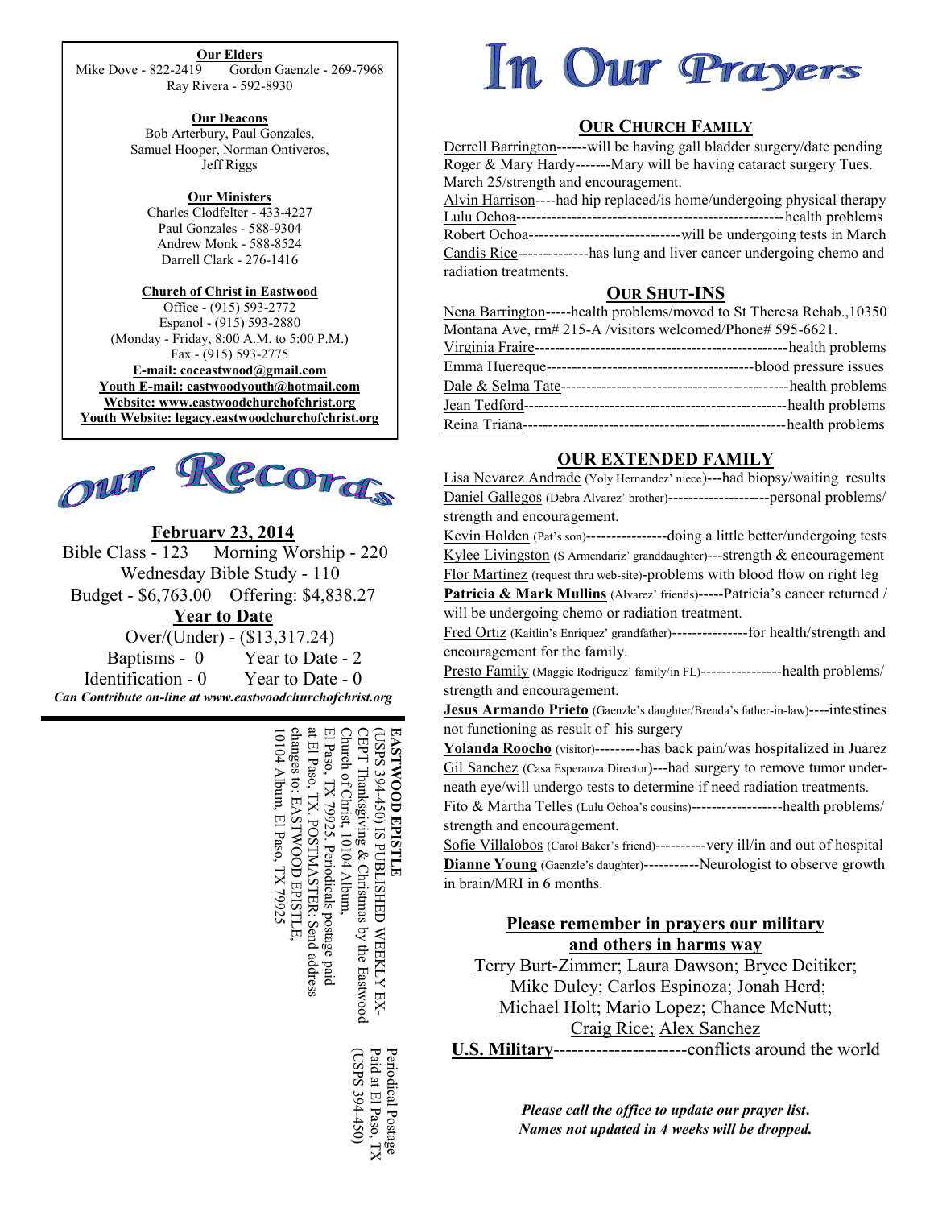**Our Elders**

Mike Dove - 822-2419 Gordon Gaenzle - 269-7968

Ray Rivera - 592-8930

**Our Deacons**

Bob Arterbury, Paul Gonzales, Samuel Hooper, Norman Ontiveros, Jeff Riggs

**Our Ministers**

Charles Clodfelter - 433-4227

Paul Gonzales - 588-9304

Andrew Monk - 588-8524

Darrell Clark - 276-1416

**Church of Christ in Eastwood**

Office - (915) 593-2772

Espanol - (915) 593-2880

(Monday - Friday, 8:00 A.M. to 5:00 P.M.)

Fax - (915) 593-2775

**E-mail: coceastwood@gmail.com**

**Youth E-mail: eastwoodyouth@hotmail.com**

**Website: www.eastwoodchurchofchrist.org**

**Youth Website: legacy.eastwoodchurchofchrist.org**

# Our Records

**February 23, 2014**

Bible Class - 123 Morning Worship - 220

Wednesday Bible Study - 110

Budget - $6,763.00 Offering: $4,838.27

**Year to Date**

Over/(Under) - ($13,317.24)

Baptisms - 0 Year to Date - 2

Identification - 0 Year to Date - 0

***Can Contribute on-line at www.eastwoodchurchofchrist.org***

**EASTWOOD EPISTLE** (USPS 394-450) IS PUBLISHED WEEKLY EXCEPT Thanksgiving & Christmas by the Eastwood Church of Christ, 10104 Album, El Paso, TX 79925. Periodicals postage paid at El Paso, TX. POSTMASTER: Send address changes to: EASTWOOD EPISTLE, 10104 Album, El Paso, TX 79925

Periodical Postage Paid at El Paso, TX (USPS 394-450)

# In Our Prayers

## Our Church Family

Derrell Barrington------will be having gall bladder surgery/date pending

Roger & Mary Hardy-------Mary will be having cataract surgery Tues. March 25/strength and encouragement.

Alvin Harrison----had hip replaced/is home/undergoing physical therapy

Lulu Ochoa----------------------------------------------------health problems

Robert Ochoa------------------------------will be undergoing tests in March

Candis Rice--------------has lung and liver cancer undergoing chemo and radiation treatments.

## Our Shut-INS

Nena Barrington-----health problems/moved to St Theresa Rehab.,10350 Montana Ave, rm# 215-A /visitors welcomed/Phone# 595-6621.

Virginia Fraire--------------------------------------------------health problems

Emma Huereque-----------------------------------------blood pressure issues

Dale & Selma Tate---------------------------------------------health problems

Jean Tedford----------------------------------------------------health problems

Reina Triana----------------------------------------------------health problems

## OUR EXTENDED FAMILY

Lisa Nevarez Andrade (Yoly Hernandez' niece)---had biopsy/waiting results

Daniel Gallegos (Debra Alvarez' brother)--------------------personal problems/ strength and encouragement.

Kevin Holden (Pat's son)----------------doing a little better/undergoing tests

Kylee Livingston (S Armendariz' granddaughter)---strength & encouragement

Flor Martinez (request thru web-site)-problems with blood flow on right leg

**Patricia & Mark Mullins** (Alvarez' friends)-----Patricia's cancer returned / will be undergoing chemo or radiation treatment.

Fred Ortiz (Kaitlin's Enriquez' grandfather)---------------for health/strength and encouragement for the family.

Presto Family (Maggie Rodriguez' family/in FL)----------------health problems/ strength and encouragement.

**Jesus Armando Prieto** (Gaenzle's daughter/Brenda's father-in-law)----intestines not functioning as result of his surgery

**Yolanda Roocho** (visitor)---------has back pain/was hospitalized in Juarez

Gil Sanchez (Casa Esperanza Director)---had surgery to remove tumor underneath eye/will undergo tests to determine if need radiation treatments.

Fito & Martha Telles (Lulu Ochoa's cousins)------------------health problems/ strength and encouragement.

Sofie Villalobos (Carol Baker's friend)----------very ill/in and out of hospital

**Dianne Young** (Gaenzle's daughter)-----------Neurologist to observe growth in brain/MRI in 6 months.

**Please remember in prayers our military and others in harms way**

Terry Burt-Zimmer; Laura Dawson; Bryce Deitiker; Mike Duley; Carlos Espinoza; Jonah Herd; Michael Holt; Mario Lopez; Chance McNutt; Craig Rice; Alex Sanchez

**U.S. Military**----------------------conflicts around the world

***Please call the office to update our prayer list. Names not updated in 4 weeks will be dropped.***